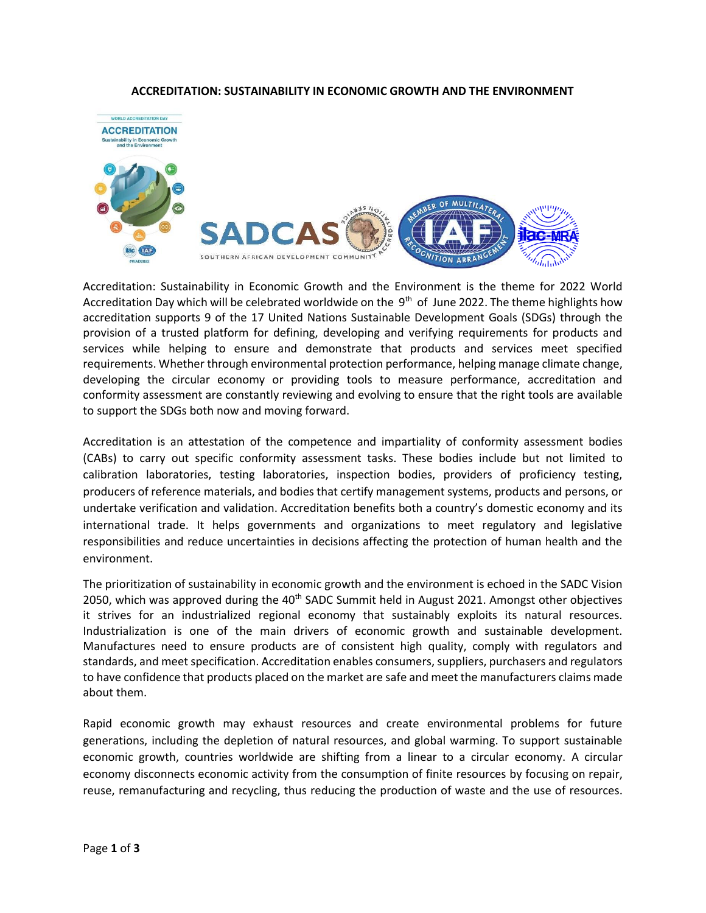# ACCREDITATION: SUSTAINABILITY IN ECONOMIC GROWTH AND THE ENVIRONMENT

Accreditation: Sustainability in Economic Growth and the Environment is the theme for 2022 World Accreditation Day which will be celebrated worldwide on the 9th of June 2022. The theme highlights how accreditation supports 9 of the 17 United Nations Sustainable Development Goals (SDGs) through the provision of a trusted platform for defining, developing and verifying requirements for products and services while helping to ensure and demonstrate that products and services meet specified requirements. Whether through environmental protection performance, helping manage climate change, developing the circular economy or providing tools to measure performance, accreditation and conformity assessment are constantly reviewing and evolving to ensure that the right tools are available to support the SDGs both now and moving forward.

Accreditation is an attestation of the competence and impartiality of conformity assessment bodies (CABs) to carry out specific conformity assessment tasks. These bodies include but not limited to calibration laboratories, testing laboratories, inspection bodies, providers of proficiency testing, producers of reference materials, and bodies that certify management systems, products and persons, or undertake verification and validation. Accreditation benefits both a country's domestic economy and its international trade. It helps governments and organizations to meet regulatory and legislative responsibilities and reduce uncertainties in decisions affecting the protection of human health and the environment.

The prioritization of sustainability in economic growth and the environment is echoed in the SADC Vision 2050, which was approved during the 40th SADC Summit held in August 2021. Amongst other objectives it strives for an industrialized regional economy that sustainably exploits its natural resources. Industrialization is one of the main drivers of economic growth and sustainable development. Manufactures need to ensure products are of consistent high quality, comply with regulators and standards, and meet specification. Accreditation enables consumers, suppliers, purchasers and regulators to have confidence that products placed on the market are safe and meet the manufacturers claims made about them.

Rapid economic growth may exhaust resources and create environmental problems for future generations, including the depletion of natural resources, and global warming. To support sustainable economic growth, countries worldwide are shifting from a linear to a circular economy. A circular economy disconnects economic activity from the consumption of finite resources by focusing on repair, reuse, remanufacturing and recycling, thus reducing the production of waste and the use of resources.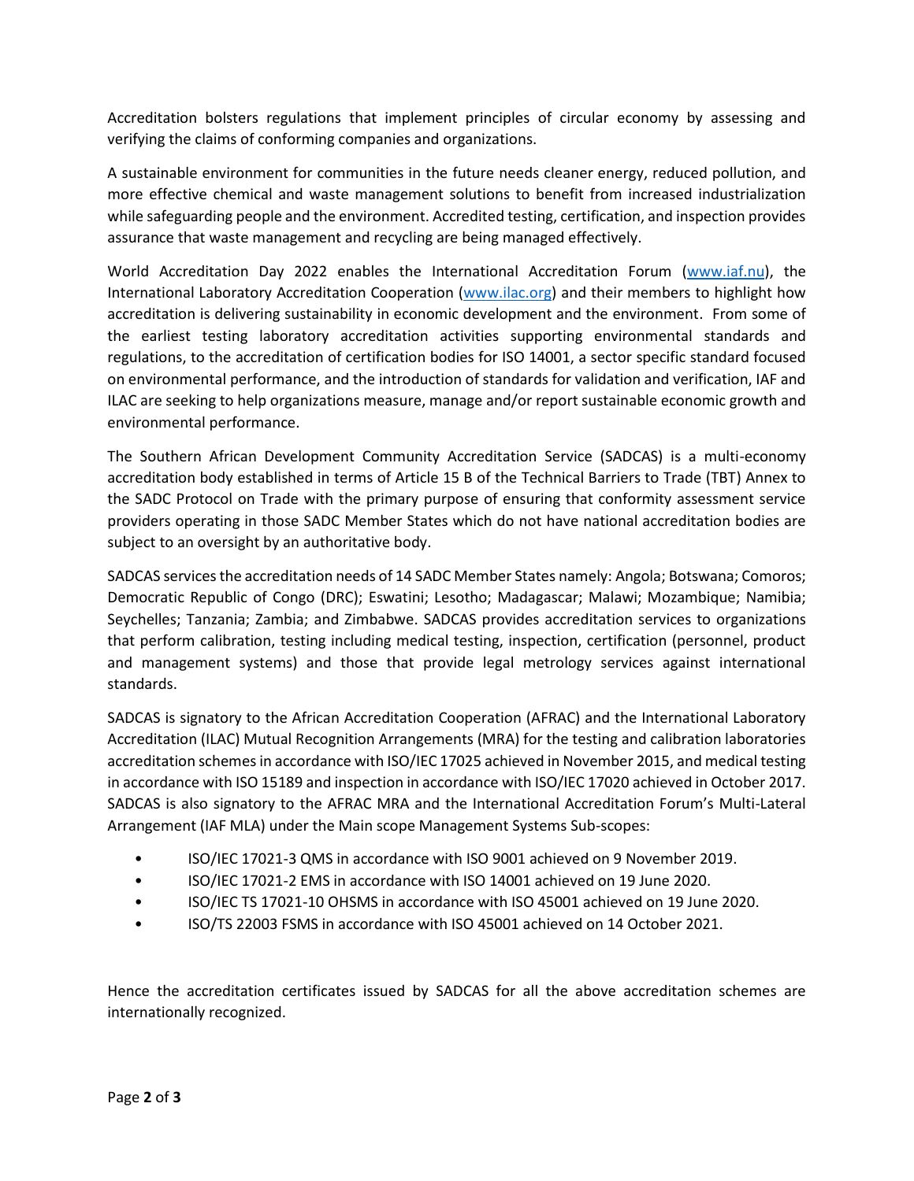Accreditation bolsters regulations that implement principles of circular economy by assessing and verifying the claims of conforming companies and organizations.

A sustainable environment for communities in the future needs cleaner energy, reduced pollution, and more effective chemical and waste management solutions to benefit from increased industrialization while safeguarding people and the environment. Accredited testing, certification, and inspection provides assurance that waste management and recycling are being managed effectively.

World Accreditation Day 2022 enables the International Accreditation Forum (www.iaf.nu), the International Laboratory Accreditation Cooperation (www.ilac.org) and their members to highlight how accreditation is delivering sustainability in economic development and the environment. From some of the earliest testing laboratory accreditation activities supporting environmental standards and regulations, to the accreditation of certification bodies for ISO 14001, a sector specific standard focused on environmental performance, and the introduction of standards for validation and verification, IAF and ILAC are seeking to help organizations measure, manage and/or report sustainable economic growth and environmental performance.

The Southern African Development Community Accreditation Service (SADCAS) is a multi-economy accreditation body established in terms of Article 15 B of the Technical Barriers to Trade (TBT) Annex to the SADC Protocol on Trade with the primary purpose of ensuring that conformity assessment service providers operating in those SADC Member States which do not have national accreditation bodies are subject to an oversight by an authoritative body.

SADCAS services the accreditation needs of 14 SADC Member States namely: Angola; Botswana; Comoros; Democratic Republic of Congo (DRC); Eswatini; Lesotho; Madagascar; Malawi; Mozambique; Namibia; Seychelles; Tanzania; Zambia; and Zimbabwe. SADCAS provides accreditation services to organizations that perform calibration, testing including medical testing, inspection, certification (personnel, product and management systems) and those that provide legal metrology services against international standards.

SADCAS is signatory to the African Accreditation Cooperation (AFRAC) and the International Laboratory Accreditation (ILAC) Mutual Recognition Arrangements (MRA) for the testing and calibration laboratories accreditation schemes in accordance with ISO/IEC 17025 achieved in November 2015, and medical testing in accordance with ISO 15189 and inspection in accordance with ISO/IEC 17020 achieved in October 2017. SADCAS is also signatory to the AFRAC MRA and the International Accreditation Forum's Multi-Lateral Arrangement (IAF MLA) under the Main scope Management Systems Sub-scopes:

- ISO/IEC 17021-3 QMS in accordance with ISO 9001 achieved on 9 November 2019.
- ISO/IEC 17021-2 EMS in accordance with ISO 14001 achieved on 19 June 2020.
- ISO/IEC TS 17021-10 OHSMS in accordance with ISO 45001 achieved on 19 June 2020.
- ISO/TS 22003 FSMS in accordance with ISO 45001 achieved on 14 October 2021.

Hence the accreditation certificates issued by SADCAS for all the above accreditation schemes are internationally recognized.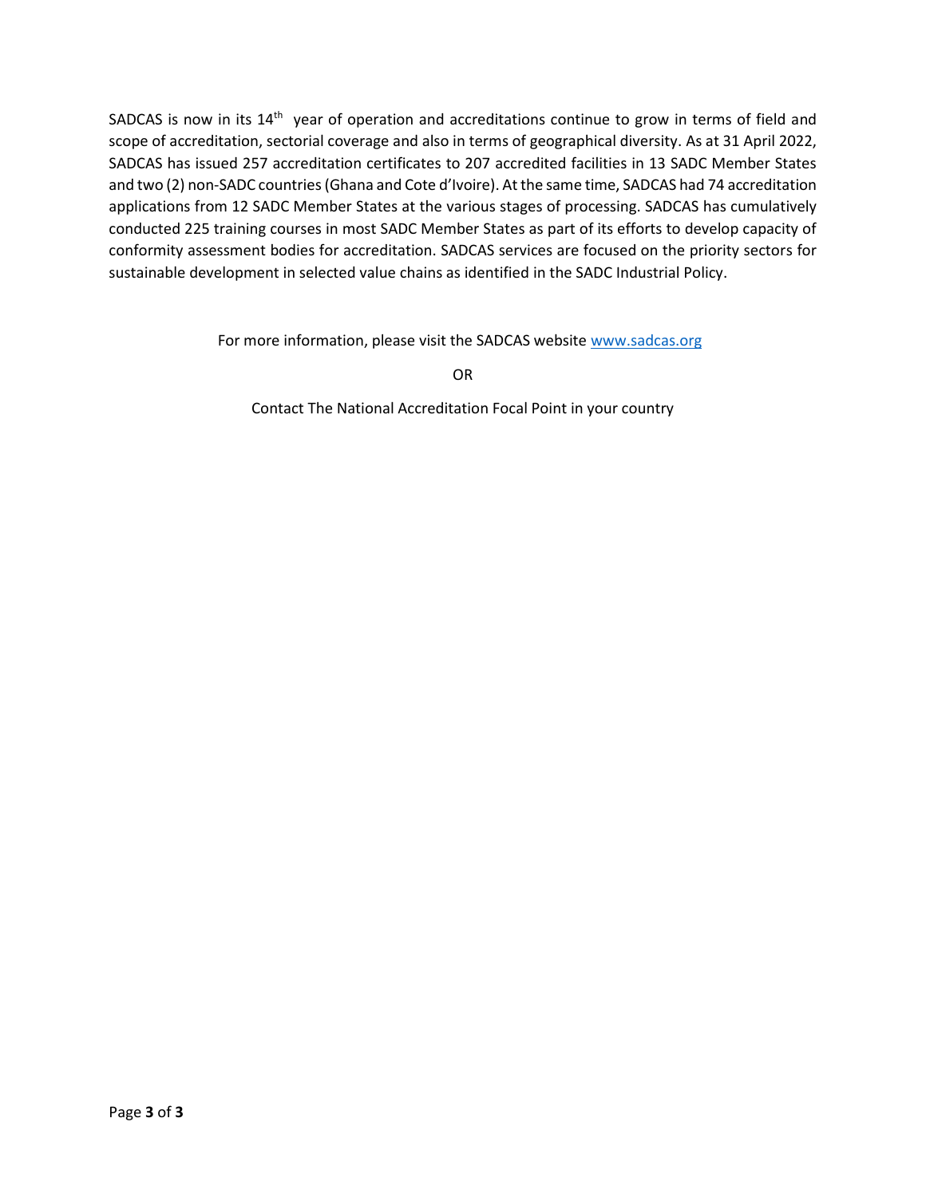SADCAS is now in its 14th year of operation and accreditations continue to grow in terms of field and scope of accreditation, sectorial coverage and also in terms of geographical diversity. As at 31 April 2022, SADCAS has issued 257 accreditation certificates to 207 accredited facilities in 13 SADC Member States and two (2) non-SADC countries (Ghana and Cote d'Ivoire). At the same time, SADCAS had 74 accreditation applications from 12 SADC Member States at the various stages of processing. SADCAS has cumulatively conducted 225 training courses in most SADC Member States as part of its efforts to develop capacity of conformity assessment bodies for accreditation. SADCAS services are focused on the priority sectors for sustainable development in selected value chains as identified in the SADC Industrial Policy.

For more information, please visit the SADCAS website [www.sadcas.org](http://www.sadcas.org)

OR

Contact The National Accreditation Focal Point in your country